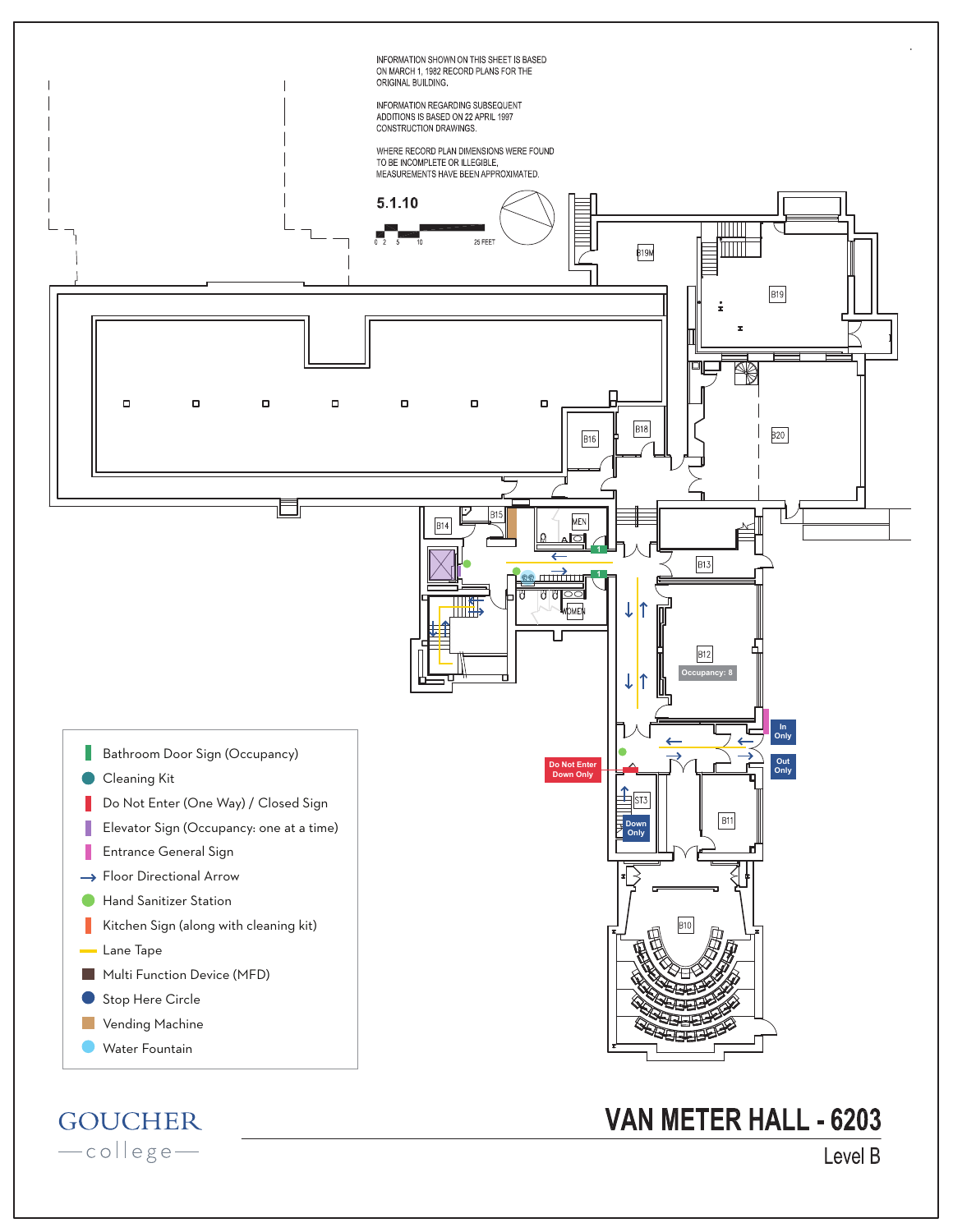INFORMATION SHOWN ON THIS SHEET IS BASED ON MARCH 1, 1982 RECORD PLANS FOR THE ORIGINAL BUILDING.

INFORMATION REGARDING SUBSEQUENT ADDITIONS IS BASED ON 22 APRIL 1997 CONSTRUCTION DRAWINGS.

WHERE RECORD PLAN DIMENSIONS WERE FOUND TO BE INCOMPLETE OR ILLEGIBLE, MEASUREMENTS HAVE BEEN APPROXIMATED.

5.1.10

0 2 5 10 25 FEET

B19M

B19

B16

B18

B20

B14

B15

MEN

WOMEN

B13

B12

Occupancy: 8

In Only

Out Only

Do Not Enter Down Only

ST3

Down Only

B11

B10

- Bathroom Door Sign (Occupancy)
- Cleaning Kit
- Do Not Enter (One Way) / Closed Sign
- Elevator Sign (Occupancy: one at a time)
- Entrance General Sign
- Floor Directional Arrow
- Hand Sanitizer Station
- Kitchen Sign (along with cleaning kit)
- Lane Tape
- Multi Function Device (MFD)
- Stop Here Circle
- Vending Machine
- Water Fountain

GOUCHER college

# VAN METER HALL - 6203

Level B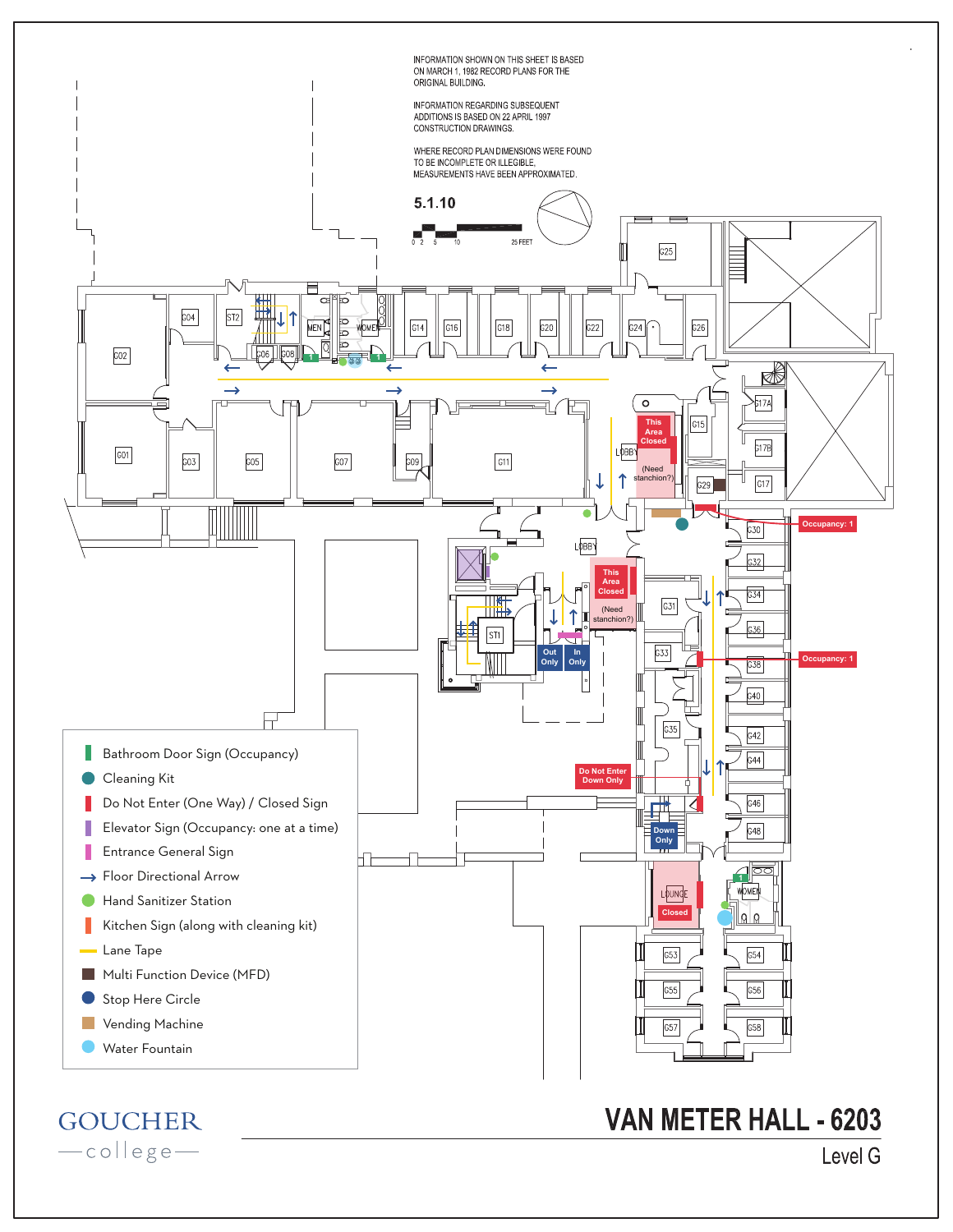INFORMATION SHOWN ON THIS SHEET IS BASED ON MARCH 1, 1982 RECORD PLANS FOR THE ORIGINAL BUILDING.

INFORMATION REGARDING SUBSEQUENT ADDITIONS IS BASED ON 22 APRIL 1997 CONSTRUCTION DRAWINGS.

WHERE RECORD PLAN DIMENSIONS WERE FOUND TO BE INCOMPLETE OR ILLEGIBLE, MEASUREMENTS HAVE BEEN APPROXIMATED.

**5.1.10**

0 2 5 10 25 FEET

G02, G04, ST2, MEN, WOMEN, G06, G08, G14, G16, G18, G20, G22, G24, G25, G26, G01, G03, G05, G07, G09, G11, LOBBY, G15, G17A, G17B, G17, G29, G30, G32, G34, G36, G38, G40, G42, G44, G46, G48, LOBBY, ST1, G31, G33, G35, LOUNGE, WOMEN, G53, G54, G55, G56, G57, G58

This Area Closed (Need stanchion?)

This Area Closed (Need stanchion?)

Occupancy: 1

Occupancy: 1

Out Only

In Only

Do Not Enter Down Only

Down Only

Closed

- Bathroom Door Sign (Occupancy)
- Cleaning Kit
- Do Not Enter (One Way) / Closed Sign
- Elevator Sign (Occupancy: one at a time)
- Entrance General Sign
- Floor Directional Arrow
- Hand Sanitizer Station
- Kitchen Sign (along with cleaning kit)
- Lane Tape
- Multi Function Device (MFD)
- Stop Here Circle
- Vending Machine
- Water Fountain

GOUCHER college

# VAN METER HALL - 6203

Level G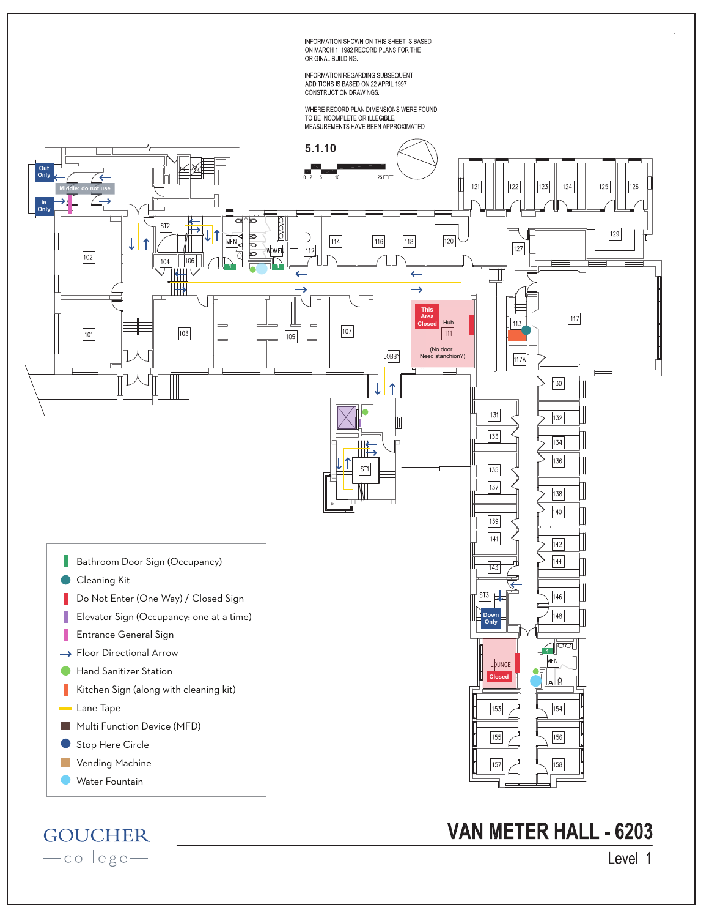INFORMATION SHOWN ON THIS SHEET IS BASED ON MARCH 1, 1982 RECORD PLANS FOR THE ORIGINAL BUILDING.

INFORMATION REGARDING SUBSEQUENT ADDITIONS IS BASED ON 22 APRIL 1997 CONSTRUCTION DRAWINGS.

WHERE RECORD PLAN DIMENSIONS WERE FOUND TO BE INCOMPLETE OR ILLEGIBLE, MEASUREMENTS HAVE BEEN APPROXIMATED.

5.1.10

0 2 5 10 25 FEET

Out Only

Middle: do not use

In Only

This Area Closed

Hub 111

(No door. Need stanchion?)

LOBBY

Down Only

LOUNGE

Closed

102, 101, 103, 104, 106, 105, 107, ST2, MEN, WOMEN, 112, 114, 116, 118, 120, 121, 122, 123, 124, 125, 126, 127, 129, 113, 117, 117A, 130, 131, 132, 133, 134, 135, 136, 137, 138, 139, 140, 141, 142, 143, 144, ST1, ST3, 146, 148, MEN, 153, 154, 155, 156, 157, 158

- Bathroom Door Sign (Occupancy)
- Cleaning Kit
- Do Not Enter (One Way) / Closed Sign
- Elevator Sign (Occupancy: one at a time)
- Entrance General Sign
- Floor Directional Arrow
- Hand Sanitizer Station
- Kitchen Sign (along with cleaning kit)
- Lane Tape
- Multi Function Device (MFD)
- Stop Here Circle
- Vending Machine
- Water Fountain

GOUCHER college

# VAN METER HALL - 6203

Level 1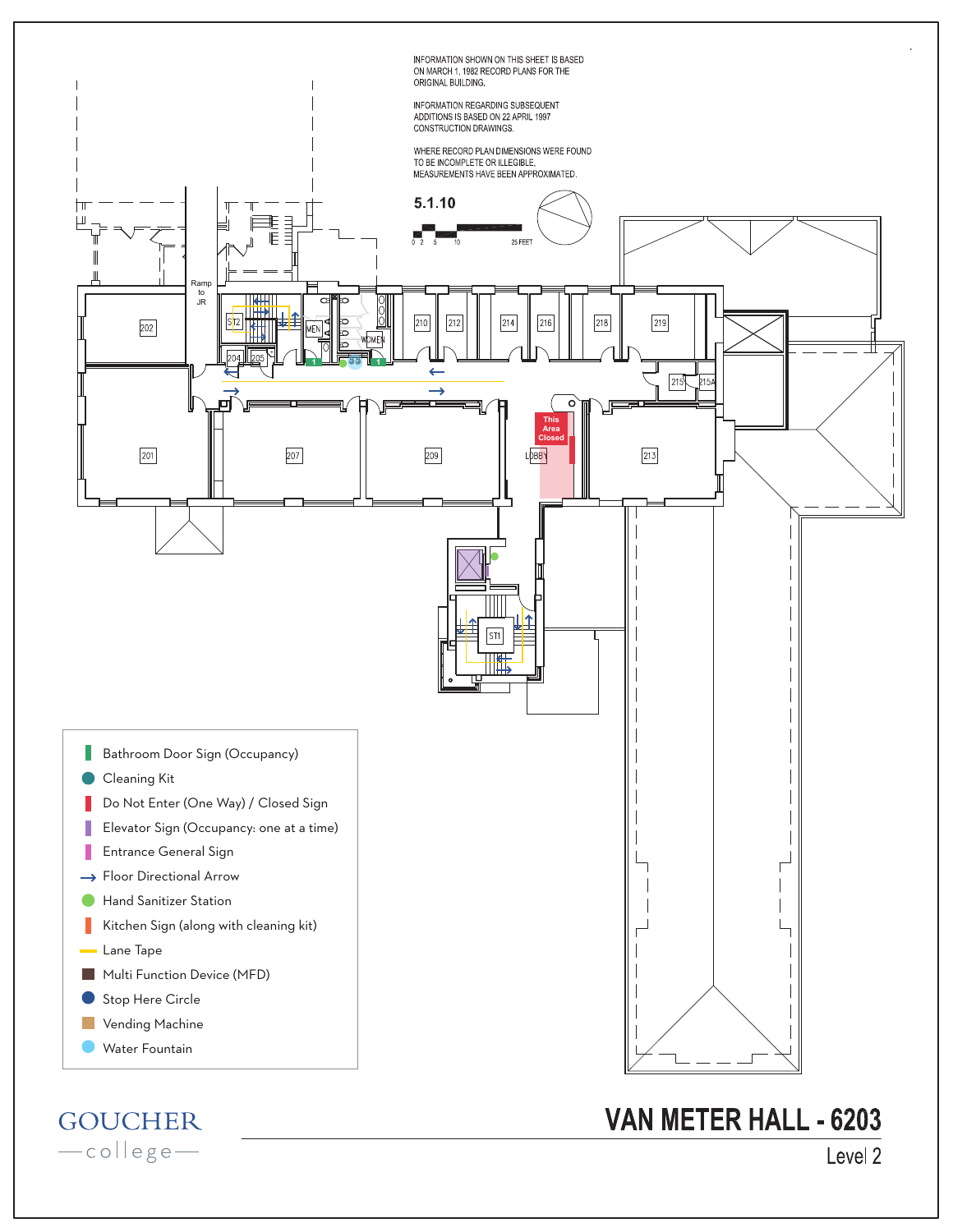INFORMATION SHOWN ON THIS SHEET IS BASED ON MARCH 1, 1982 RECORD PLANS FOR THE ORIGINAL BUILDING.

INFORMATION REGARDING SUBSEQUENT ADDITIONS IS BASED ON 22 APRIL 1997 CONSTRUCTION DRAWINGS.

WHERE RECORD PLAN DIMENSIONS WERE FOUND TO BE INCOMPLETE OR ILLEGIBLE, MEASUREMENTS HAVE BEEN APPROXIMATED.

5.1.10

0 2 5 10 25 FEET

Ramp to JR

ST2

MEN

WOMEN

202

204

205

210

212

214

216

218

219

215

215A

201

207

209

This Area Closed

LOBBY

213

ST1

- Bathroom Door Sign (Occupancy)
- Cleaning Kit
- Do Not Enter (One Way) / Closed Sign
- Elevator Sign (Occupancy: one at a time)
- Entrance General Sign
- Floor Directional Arrow
- Hand Sanitizer Station
- Kitchen Sign (along with cleaning kit)
- Lane Tape
- Multi Function Device (MFD)
- Stop Here Circle
- Vending Machine
- Water Fountain

GOUCHER college

# VAN METER HALL - 6203

Level 2